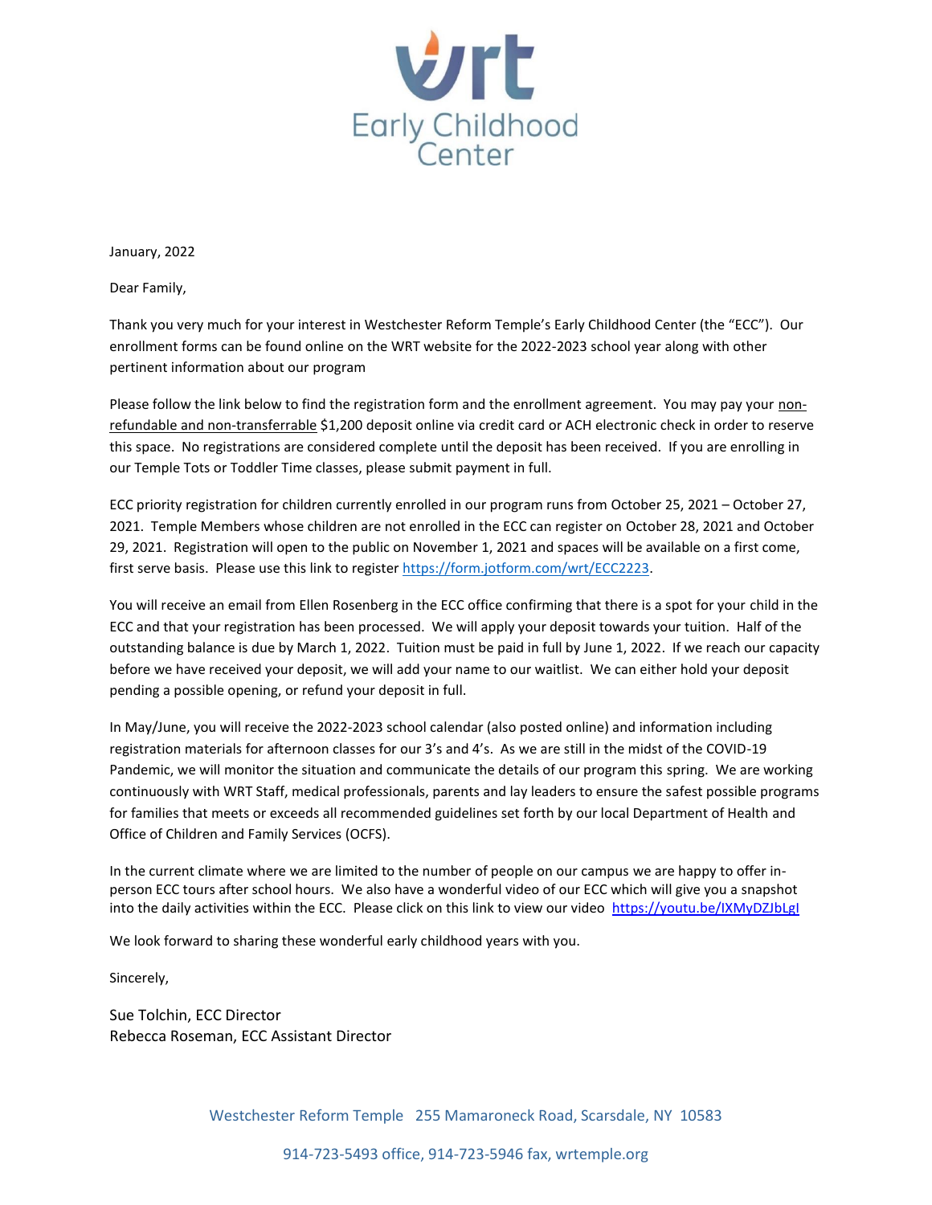wrt

Early Childhood Center

January, 2022

Dear Family,

Thank you very much for your interest in Westchester Reform Temple's Early Childhood Center (the "ECC"). Our enrollment forms can be found online on the WRT website for the 2022-2023 school year along with other pertinent information about our program

Please follow the link below to find the registration form and the enrollment agreement. You may pay your non-refundable and non-transferrable $1,200 deposit online via credit card or ACH electronic check in order to reserve this space. No registrations are considered complete until the deposit has been received. If you are enrolling in our Temple Tots or Toddler Time classes, please submit payment in full.

ECC priority registration for children currently enrolled in our program runs from October 25, 2021 – October 27, 2021. Temple Members whose children are not enrolled in the ECC can register on October 28, 2021 and October 29, 2021. Registration will open to the public on November 1, 2021 and spaces will be available on a first come, first serve basis. Please use this link to register https://form.jotform.com/wrt/ECC2223.

You will receive an email from Ellen Rosenberg in the ECC office confirming that there is a spot for your child in the ECC and that your registration has been processed. We will apply your deposit towards your tuition. Half of the outstanding balance is due by March 1, 2022. Tuition must be paid in full by June 1, 2022. If we reach our capacity before we have received your deposit, we will add your name to our waitlist. We can either hold your deposit pending a possible opening, or refund your deposit in full.

In May/June, you will receive the 2022-2023 school calendar (also posted online) and information including registration materials for afternoon classes for our 3's and 4's. As we are still in the midst of the COVID-19 Pandemic, we will monitor the situation and communicate the details of our program this spring. We are working continuously with WRT Staff, medical professionals, parents and lay leaders to ensure the safest possible programs for families that meets or exceeds all recommended guidelines set forth by our local Department of Health and Office of Children and Family Services (OCFS).

In the current climate where we are limited to the number of people on our campus we are happy to offer in-person ECC tours after school hours. We also have a wonderful video of our ECC which will give you a snapshot into the daily activities within the ECC. Please click on this link to view our video https://youtu.be/lXMyDZJbLgI

We look forward to sharing these wonderful early childhood years with you.

Sincerely,

Sue Tolchin, ECC Director
Rebecca Roseman, ECC Assistant Director

Westchester Reform Temple 255 Mamaroneck Road, Scarsdale, NY 10583

914-723-5493 office, 914-723-5946 fax, wrtemple.org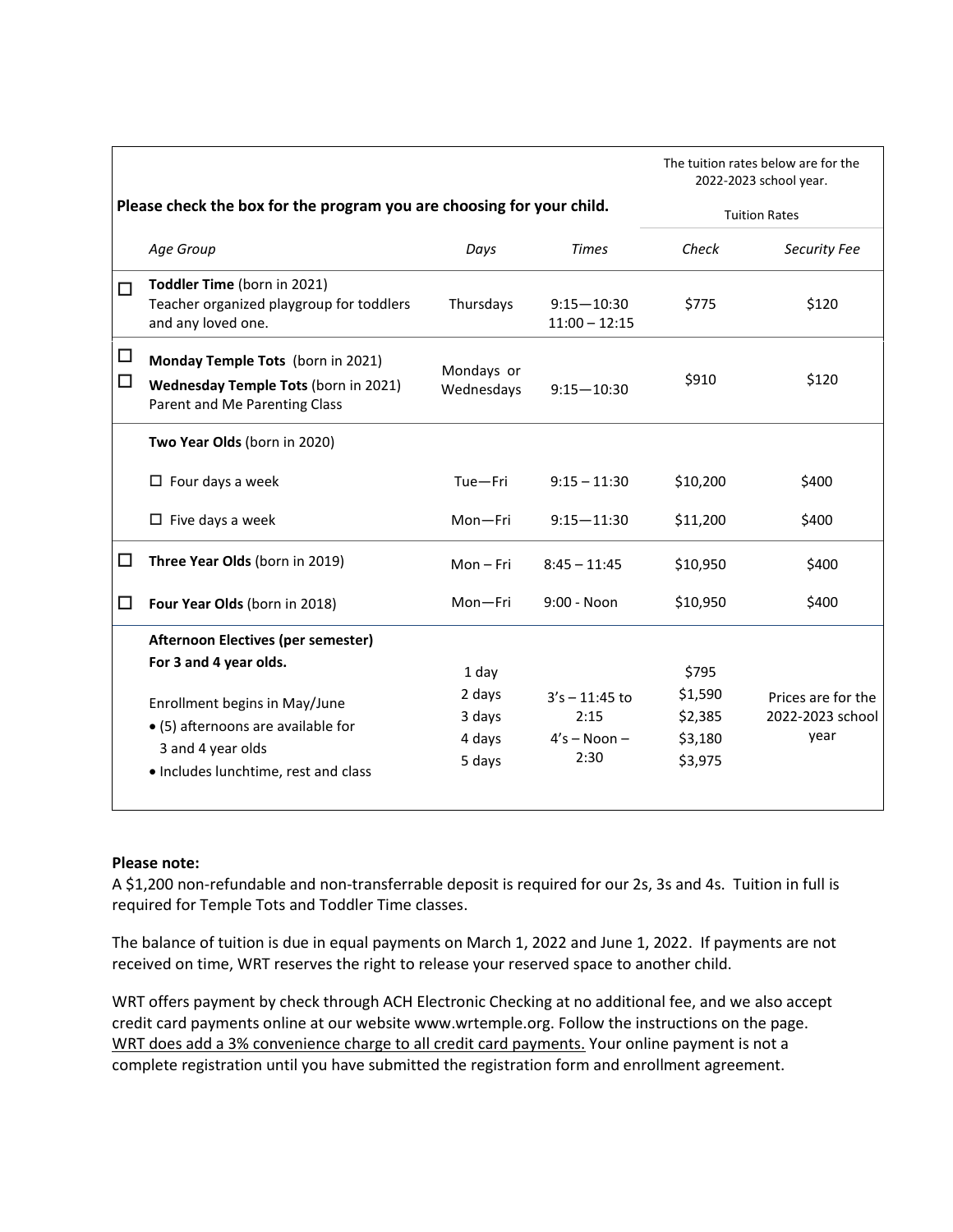**Please check the box for the program you are choosing for your child.**

The tuition rates below are for the 2022-2023 school year.

| | Age Group | Days | Times | Tuition Rates: Check | Tuition Rates: Security Fee |
|---|---|---|---|---|---|
| ☐ | **Toddler Time** (born in 2021)<br>Teacher organized playgroup for toddlers and any loved one. | Thursdays | 9:15—10:30<br>11:00 – 12:15 | $775 | $120 |
| ☐<br>☐ | **Monday Temple Tots** (born in 2021)<br>**Wednesday Temple Tots** (born in 2021)<br>Parent and Me Parenting Class | Mondays or Wednesdays | 9:15—10:30 | $910 | $120 |
| | **Two Year Olds** (born in 2020) | | | | |
| | ☐ Four days a week | Tue—Fri | 9:15 – 11:30 | $10,200 | $400 |
| | ☐ Five days a week | Mon—Fri | 9:15—11:30 | $11,200 | $400 |
| ☐ | **Three Year Olds** (born in 2019) | Mon – Fri | 8:45 – 11:45 | $10,950 | $400 |
| ☐ | **Four Year Olds** (born in 2018) | Mon—Fri | 9:00 - Noon | $10,950 | $400 |
| | **Afternoon Electives (per semester)**<br>**For 3 and 4 year olds.**<br>Enrollment begins in May/June<br>• (5) afternoons are available for 3 and 4 year olds<br>• Includes lunchtime, rest and class | 1 day<br>2 days<br>3 days<br>4 days<br>5 days | 3's – 11:45 to 2:15<br>4's – Noon – 2:30 | $795<br>$1,590<br>$2,385<br>$3,180<br>$3,975 | Prices are for the 2022-2023 school year |

**Please note:**

A $1,200 non-refundable and non-transferrable deposit is required for our 2s, 3s and 4s. Tuition in full is required for Temple Tots and Toddler Time classes.

The balance of tuition is due in equal payments on March 1, 2022 and June 1, 2022. If payments are not received on time, WRT reserves the right to release your reserved space to another child.

WRT offers payment by check through ACH Electronic Checking at no additional fee, and we also accept credit card payments online at our website www.wrtemple.org. Follow the instructions on the page. <u>WRT does add a 3% convenience charge to all credit card payments.</u> Your online payment is not a complete registration until you have submitted the registration form and enrollment agreement.